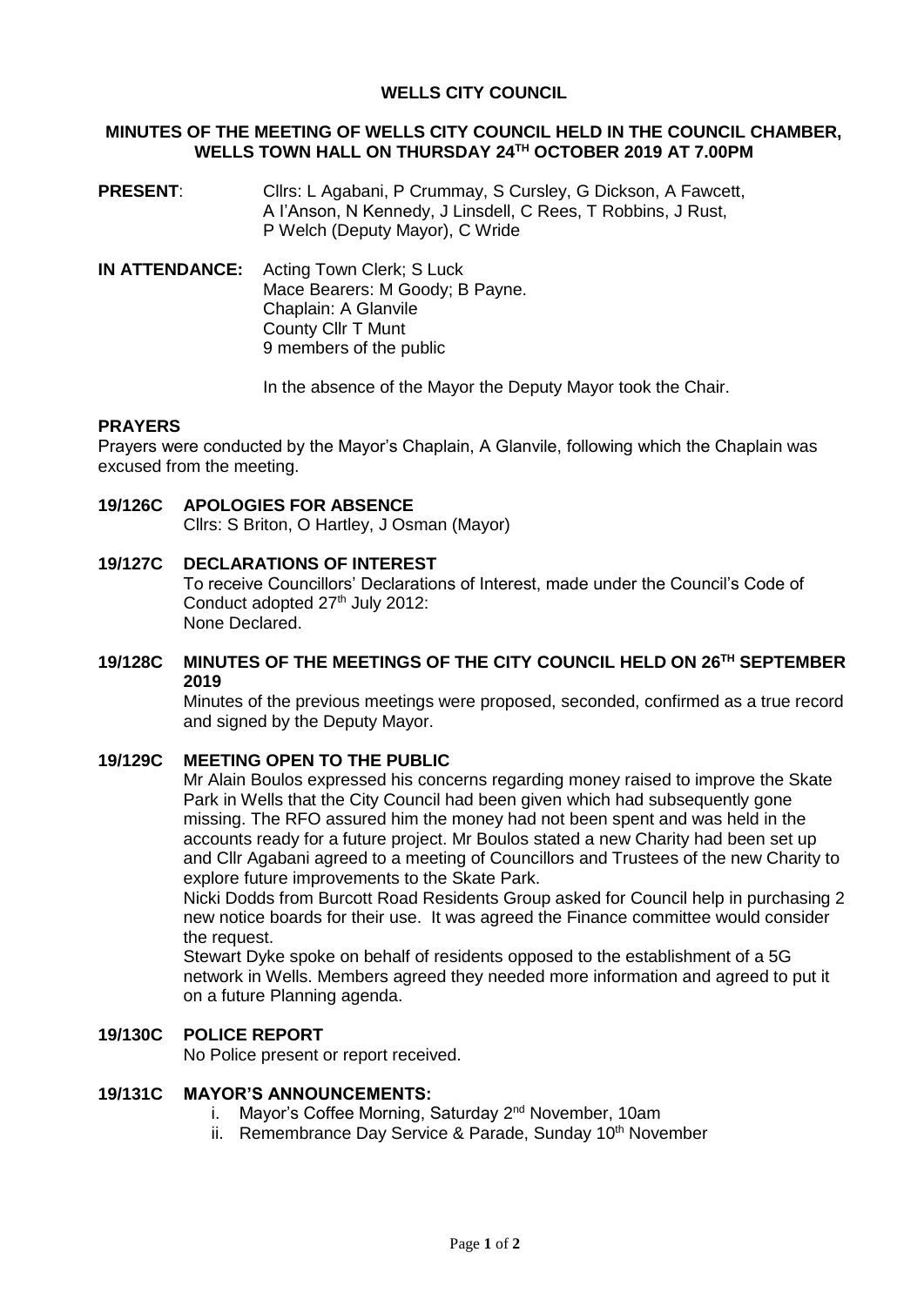# WELLS CITY COUNCIL

## MINUTES OF THE MEETING OF WELLS CITY COUNCIL HELD IN THE COUNCIL CHAMBER, WELLS TOWN HALL ON THURSDAY 24TH OCTOBER 2019 AT 7.00PM

**PRESENT**: Cllrs: L Agabani, P Crummay, S Cursley, G Dickson, A Fawcett, A I'Anson, N Kennedy, J Linsdell, C Rees, T Robbins, J Rust, P Welch (Deputy Mayor), C Wride

**IN ATTENDANCE:** Acting Town Clerk; S Luck
Mace Bearers: M Goody; B Payne.
Chaplain: A Glanvile
County Cllr T Munt
9 members of the public

In the absence of the Mayor the Deputy Mayor took the Chair.

### PRAYERS

Prayers were conducted by the Mayor's Chaplain, A Glanvile, following which the Chaplain was excused from the meeting.

### 19/126C APOLOGIES FOR ABSENCE

Cllrs: S Briton, O Hartley, J Osman (Mayor)

### 19/127C DECLARATIONS OF INTEREST

To receive Councillors' Declarations of Interest, made under the Council's Code of Conduct adopted 27th July 2012:
None Declared.

### 19/128C MINUTES OF THE MEETINGS OF THE CITY COUNCIL HELD ON 26TH SEPTEMBER 2019

Minutes of the previous meetings were proposed, seconded, confirmed as a true record and signed by the Deputy Mayor.

### 19/129C MEETING OPEN TO THE PUBLIC

Mr Alain Boulos expressed his concerns regarding money raised to improve the Skate Park in Wells that the City Council had been given which had subsequently gone missing. The RFO assured him the money had not been spent and was held in the accounts ready for a future project. Mr Boulos stated a new Charity had been set up and Cllr Agabani agreed to a meeting of Councillors and Trustees of the new Charity to explore future improvements to the Skate Park.

Nicki Dodds from Burcott Road Residents Group asked for Council help in purchasing 2 new notice boards for their use. It was agreed the Finance committee would consider the request.

Stewart Dyke spoke on behalf of residents opposed to the establishment of a 5G network in Wells. Members agreed they needed more information and agreed to put it on a future Planning agenda.

### 19/130C POLICE REPORT

No Police present or report received.

### 19/131C MAYOR'S ANNOUNCEMENTS:

i. Mayor's Coffee Morning, Saturday 2nd November, 10am
ii. Remembrance Day Service & Parade, Sunday 10th November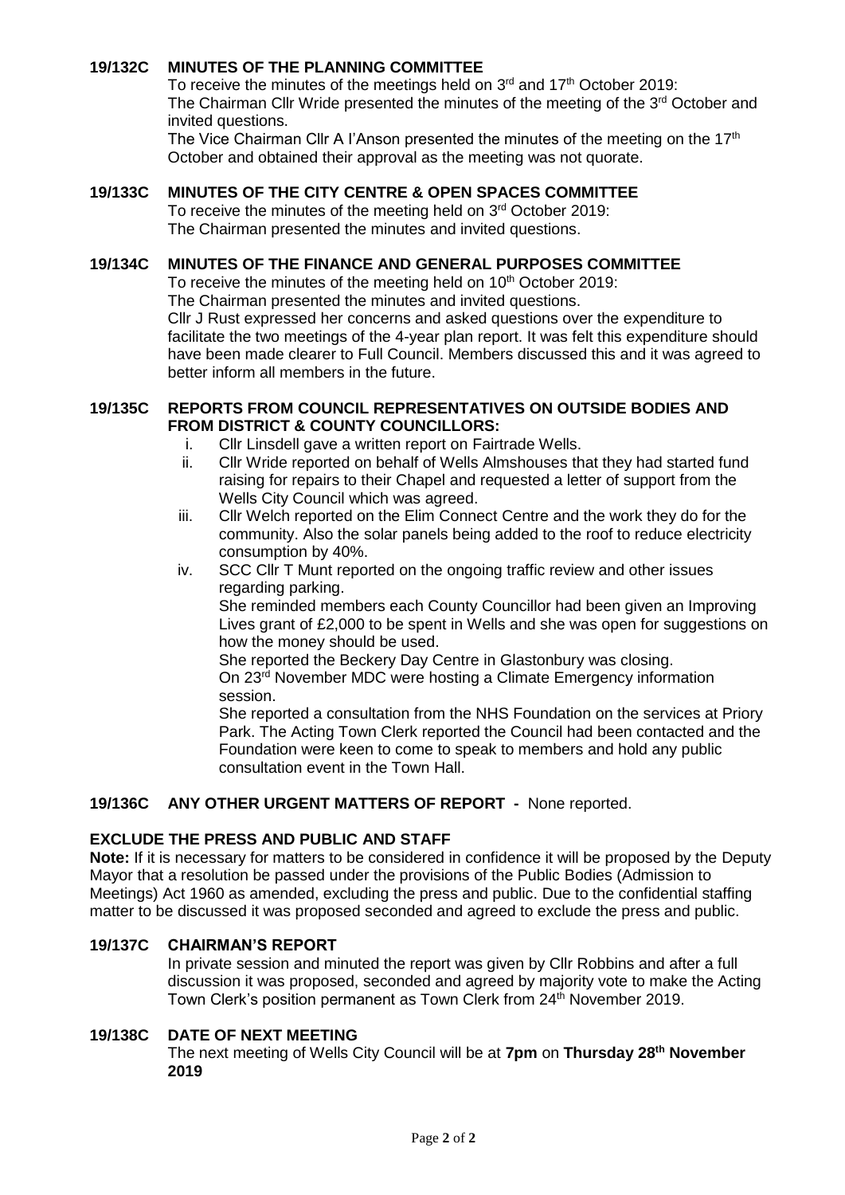## 19/132C MINUTES OF THE PLANNING COMMITTEE

To receive the minutes of the meetings held on 3rd and 17th October 2019:
The Chairman Cllr Wride presented the minutes of the meeting of the 3rd October and invited questions.
The Vice Chairman Cllr A I'Anson presented the minutes of the meeting on the 17th October and obtained their approval as the meeting was not quorate.

## 19/133C MINUTES OF THE CITY CENTRE & OPEN SPACES COMMITTEE

To receive the minutes of the meeting held on 3rd October 2019:
The Chairman presented the minutes and invited questions.

## 19/134C MINUTES OF THE FINANCE AND GENERAL PURPOSES COMMITTEE

To receive the minutes of the meeting held on 10th October 2019:
The Chairman presented the minutes and invited questions.
Cllr J Rust expressed her concerns and asked questions over the expenditure to facilitate the two meetings of the 4-year plan report. It was felt this expenditure should have been made clearer to Full Council. Members discussed this and it was agreed to better inform all members in the future.

## 19/135C REPORTS FROM COUNCIL REPRESENTATIVES ON OUTSIDE BODIES AND FROM DISTRICT & COUNTY COUNCILLORS:

i. Cllr Linsdell gave a written report on Fairtrade Wells.
ii. Cllr Wride reported on behalf of Wells Almshouses that they had started fund raising for repairs to their Chapel and requested a letter of support from the Wells City Council which was agreed.
iii. Cllr Welch reported on the Elim Connect Centre and the work they do for the community. Also the solar panels being added to the roof to reduce electricity consumption by 40%.
iv. SCC Cllr T Munt reported on the ongoing traffic review and other issues regarding parking.
She reminded members each County Councillor had been given an Improving Lives grant of £2,000 to be spent in Wells and she was open for suggestions on how the money should be used.
She reported the Beckery Day Centre in Glastonbury was closing.
On 23rd November MDC were hosting a Climate Emergency information session.
She reported a consultation from the NHS Foundation on the services at Priory Park. The Acting Town Clerk reported the Council had been contacted and the Foundation were keen to come to speak to members and hold any public consultation event in the Town Hall.

## 19/136C ANY OTHER URGENT MATTERS OF REPORT - None reported.

## EXCLUDE THE PRESS AND PUBLIC AND STAFF

**Note:** If it is necessary for matters to be considered in confidence it will be proposed by the Deputy Mayor that a resolution be passed under the provisions of the Public Bodies (Admission to Meetings) Act 1960 as amended, excluding the press and public. Due to the confidential staffing matter to be discussed it was proposed seconded and agreed to exclude the press and public.

## 19/137C CHAIRMAN'S REPORT

In private session and minuted the report was given by Cllr Robbins and after a full discussion it was proposed, seconded and agreed by majority vote to make the Acting Town Clerk's position permanent as Town Clerk from 24th November 2019.

## 19/138C DATE OF NEXT MEETING

The next meeting of Wells City Council will be at **7pm** on **Thursday 28th November 2019**